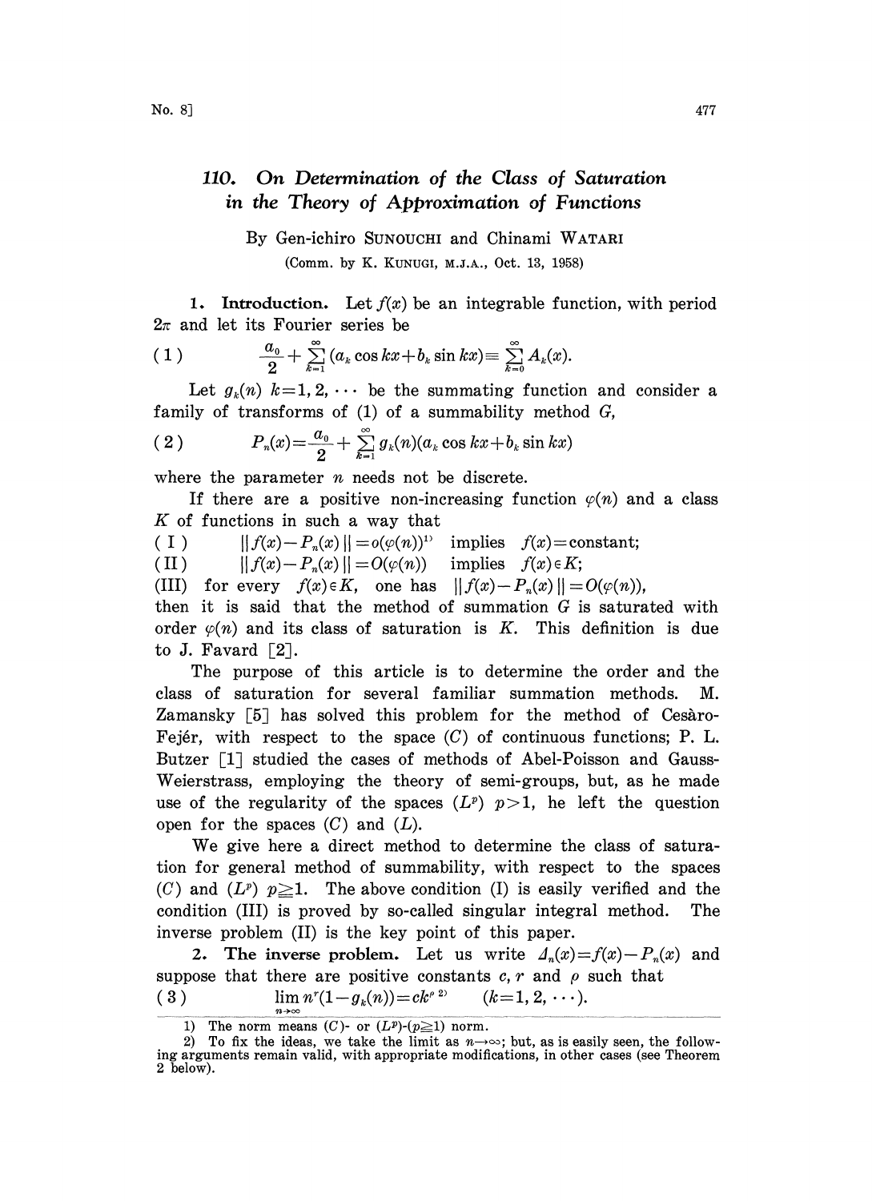# 110. On Determination of the Class of Saturation in the Theory of Approximation of Functions

By Gen-ichiro SUNOUCHI and Chinami WATARI

(Comm. by K. KUNUGI, M.J.A., Oct. 13, 1958)

**1. Introduction.** Let $f(x)$ be an integrable function, with period $2\pi$ and let its Fourier series be

$$(1) \qquad \frac{a_0}{2}+\sum_{k=1}^{\infty}(a_k\cos kx+b_k\sin kx)\equiv\sum_{k=0}^{\infty}A_k(x).$$

Let $g_k(n)$ $k=1,2,\cdots$ be the summating function and consider a family of transforms of (1) of a summability method $G$,

$$(2) \qquad P_n(x)=\frac{a_0}{2}+\sum_{k=1}^{\infty}g_k(n)(a_k\cos kx+b_k\sin kx)$$

where the parameter $n$ needs not be discrete.

If there are a positive non-increasing function $\varphi(n)$ and a class $K$ of functions in such a way that

(I) $\quad \|f(x)-P_n(x)\|=o(\varphi(n))$[1] implies $f(x)=$constant;

(II) $\quad \|f(x)-P_n(x)\|=O(\varphi(n))$ implies $f(x)\in K$;

(III) for every $f(x)\in K$, one has $\|f(x)-P_n(x)\|=O(\varphi(n))$,

then it is said that the method of summation $G$ is saturated with order $\varphi(n)$ and its class of saturation is $K$. This definition is due to J. Favard [2].

The purpose of this article is to determine the order and the class of saturation for several familiar summation methods. M. Zamansky [5] has solved this problem for the method of Cesàro-Fejér, with respect to the space $(C)$ of continuous functions; P. L. Butzer [1] studied the cases of methods of Abel-Poisson and Gauss-Weierstrass, employing the theory of semi-groups, but, as he made use of the regularity of the spaces $(L^p)$ $p>1$, he left the question open for the spaces $(C)$ and $(L)$.

We give here a direct method to determine the class of saturation for general method of summability, with respect to the spaces $(C)$ and $(L^p)$ $p\geqq 1$. The above condition (I) is easily verified and the condition (III) is proved by so-called singular integral method. The inverse problem (II) is the key point of this paper.

**2. The inverse problem.** Let us write $\Delta_n(x)=f(x)-P_n(x)$ and suppose that there are positive constants $c$, $r$ and $\rho$ such that

$$(3) \qquad \lim_{n\to\infty}n^r(1-g_k(n))=ck^{\rho}\,[2] \qquad (k=1,2,\cdots).$$

---

1) The norm means $(C)$- or $(L^p)$-$(p\geqq 1)$ norm.

2) To fix the ideas, we take the limit as $n\to\infty$; but, as is easily seen, the following arguments remain valid, with appropriate modifications, in other cases (see Theorem 2 below).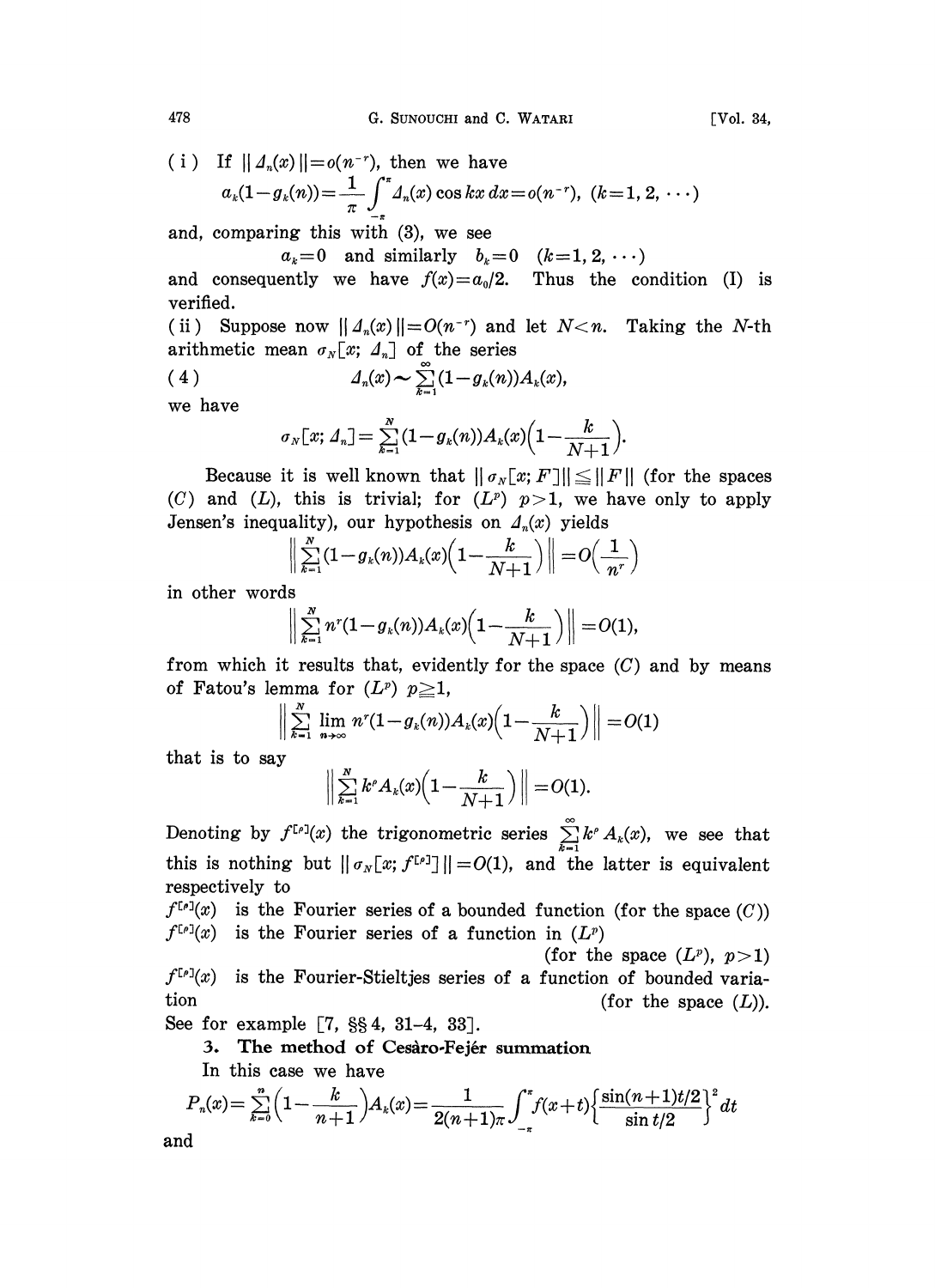(i) If $\| \Delta_n(x) \| = o(n^{-r})$, then we have

$$a_k(1-g_k(n)) = \frac{1}{\pi}\int_{-\pi}^{\pi} \Delta_n(x)\cos kx\, dx = o(n^{-r}), \quad (k=1, 2, \cdots)$$

and, comparing this with (3), we see

$$a_k = 0 \quad \text{and similarly} \quad b_k = 0 \quad (k=1, 2, \cdots)$$

and consequently we have $f(x) = a_0/2$. Thus the condition (I) is verified.

(ii) Suppose now $\| \Delta_n(x) \| = O(n^{-r})$ and let $N < n$. Taking the $N$-th arithmetic mean $\sigma_N[x; \Delta_n]$ of the series

$$\Delta_n(x) \sim \sum_{k=1}^{\infty} (1-g_k(n))A_k(x), \tag{4}$$

we have

$$\sigma_N[x; \Delta_n] = \sum_{k=1}^{N} (1-g_k(n))A_k(x)\Big(1-\frac{k}{N+1}\Big).$$

Because it is well known that $\| \sigma_N[x; F] \| \leqq \| F \|$ (for the spaces $(C)$ and $(L)$, this is trivial; for $(L^p)$ $p>1$, we have only to apply Jensen's inequality), our hypothesis on $\Delta_n(x)$ yields

$$\Big\| \sum_{k=1}^{N} (1-g_k(n))A_k(x)\Big(1-\frac{k}{N+1}\Big) \Big\| = O\Big(\frac{1}{n^r}\Big)$$

in other words

$$\Big\| \sum_{k=1}^{N} n^r(1-g_k(n))A_k(x)\Big(1-\frac{k}{N+1}\Big) \Big\| = O(1),$$

from which it results that, evidently for the space $(C)$ and by means of Fatou's lemma for $(L^p)$ $p \geqq 1$,

$$\Big\| \sum_{k=1}^{N} \lim_{n\to\infty} n^r(1-g_k(n))A_k(x)\Big(1-\frac{k}{N+1}\Big) \Big\| = O(1)$$

that is to say

$$\Big\| \sum_{k=1}^{N} k^{\rho} A_k(x)\Big(1-\frac{k}{N+1}\Big) \Big\| = O(1).$$

Denoting by $f^{[\rho]}(x)$ the trigonometric series $\sum_{k=1}^{\infty} k^{\rho} A_k(x)$, we see that this is nothing but $\| \sigma_N[x; f^{[\rho]}] \| = O(1)$, and the latter is equivalent respectively to

$f^{[\rho]}(x)$ is the Fourier series of a bounded function (for the space $(C)$)

$f^{[\rho]}(x)$ is the Fourier series of a function in $(L^p)$ (for the space $(L^p)$, $p>1$)

$f^{[\rho]}(x)$ is the Fourier-Stieltjes series of a function of bounded variation (for the space $(L)$).

See for example [7, §§ 4, 31–4, 33].

## 3. The method of Cesàro-Fejér summation

In this case we have

$$P_n(x) = \sum_{k=0}^{n} \Big(1-\frac{k}{n+1}\Big)A_k(x) = \frac{1}{2(n+1)\pi}\int_{-\pi}^{\pi} f(x+t)\Big\{\frac{\sin(n+1)t/2}{\sin t/2}\Big\}^2 dt$$

and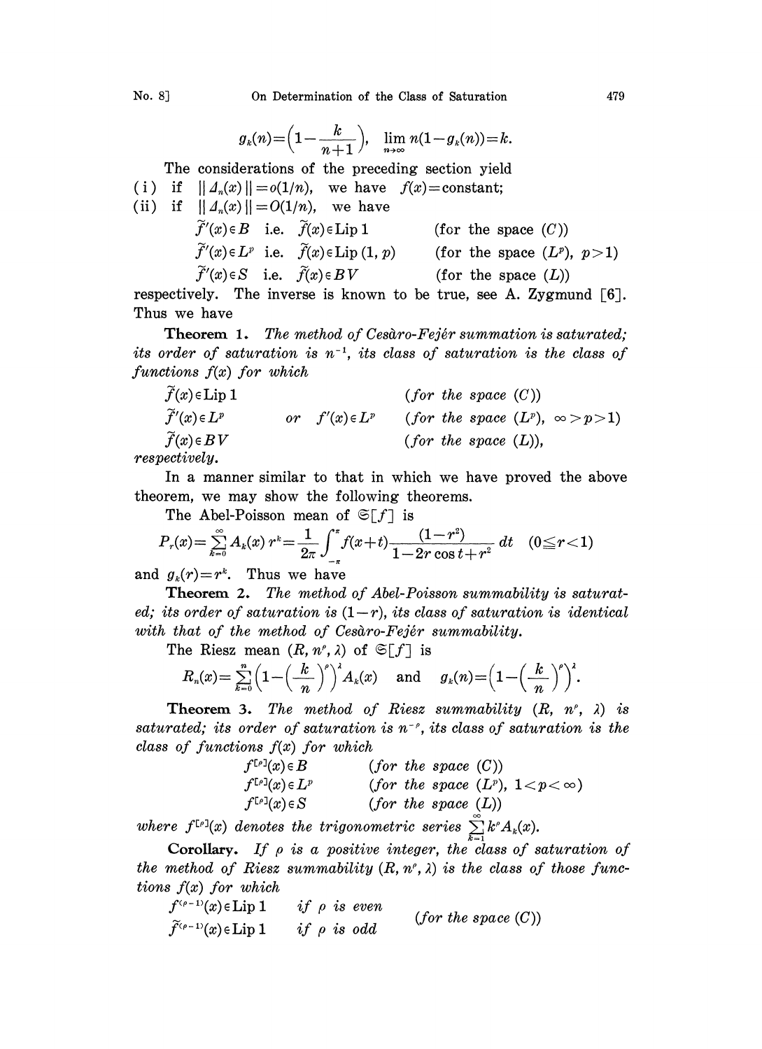$$g_k(n)=\left(1-\frac{k}{n+1}\right),\quad \lim_{n\to\infty} n(1-g_k(n))=k.$$

The considerations of the preceding section yield

(i) if $\|\Delta_n(x)\|=o(1/n)$, we have $f(x)=\text{constant}$;

(ii) if $\|\Delta_n(x)\|=O(1/n)$, we have

$$\begin{aligned}
&\tilde{f}'(x)\in B \quad \text{i.e.}\quad \tilde{f}(x)\in \text{Lip }1 && \text{(for the space }(C))\\
&\tilde{f}'(x)\in L^p \quad \text{i.e.}\quad \tilde{f}(x)\in \text{Lip }(1,p) && \text{(for the space }(L^p),\ p>1)\\
&\tilde{f}'(x)\in S \quad \text{i.e.}\quad \tilde{f}(x)\in BV && \text{(for the space }(L))
\end{aligned}$$

respectively. The inverse is known to be true, see A. Zygmund [6]. Thus we have

**Theorem 1.** *The method of Cesàro-Fejér summation is saturated; its order of saturation is $n^{-1}$, its class of saturation is the class of functions $f(x)$ for which*

$$\begin{aligned}
&\tilde{f}(x)\in \text{Lip }1 && && \textit{(for the space }(C))\\
&\tilde{f}'(x)\in L^p && \textit{or}\quad f'(x)\in L^p && \textit{(for the space }(L^p),\ \infty>p>1)\\
&\tilde{f}(x)\in BV && && \textit{(for the space }(L)),
\end{aligned}$$

*respectively.*

In a manner similar to that in which we have proved the above theorem, we may show the following theorems.

The Abel-Poisson mean of $\mathfrak{S}[f]$ is

$$P_r(x)=\sum_{k=0}^{\infty} A_k(x)\, r^k=\frac{1}{2\pi}\int_{-\pi}^{\pi} f(x+t)\frac{(1-r^2)}{1-2r\cos t+r^2}\,dt \quad (0\leqq r<1)$$

and $g_k(r)=r^k$. Thus we have

**Theorem 2.** *The method of Abel-Poisson summability is saturated; its order of saturation is $(1-r)$, its class of saturation is identical with that of the method of Cesàro-Fejér summability.*

The Riesz mean $(R, n^\rho, \lambda)$ of $\mathfrak{S}[f]$ is

$$R_n(x)=\sum_{k=0}^{n}\left(1-\left(\frac{k}{n}\right)^{\rho}\right)^{\lambda} A_k(x) \quad \text{and} \quad g_k(n)=\left(1-\left(\frac{k}{n}\right)^{\rho}\right)^{\lambda}.$$

**Theorem 3.** *The method of Riesz summability $(R, n^\rho, \lambda)$ is saturated; its order of saturation is $n^{-\rho}$, its class of saturation is the class of functions $f(x)$ for which*

$$\begin{aligned}
&f^{[\rho]}(x)\in B && \textit{(for the space }(C))\\
&f^{[\rho]}(x)\in L^p && \textit{(for the space }(L^p),\ 1<p<\infty)\\
&f^{[\rho]}(x)\in S && \textit{(for the space }(L))
\end{aligned}$$

*where $f^{[\rho]}(x)$ denotes the trigonometric series $\sum_{k=1}^{\infty} k^\rho A_k(x)$.*

**Corollary.** *If $\rho$ is a positive integer, the class of saturation of the method of Riesz summability $(R, n^\rho, \lambda)$ is the class of those functions $f(x)$ for which*

$$\begin{aligned}
&f^{(\rho-1)}(x)\in \text{Lip }1 && \textit{if } \rho \textit{ is even}\\
&\tilde{f}^{(\rho-1)}(x)\in \text{Lip }1 && \textit{if } \rho \textit{ is odd}
\end{aligned} \qquad \textit{(for the space }(C))$$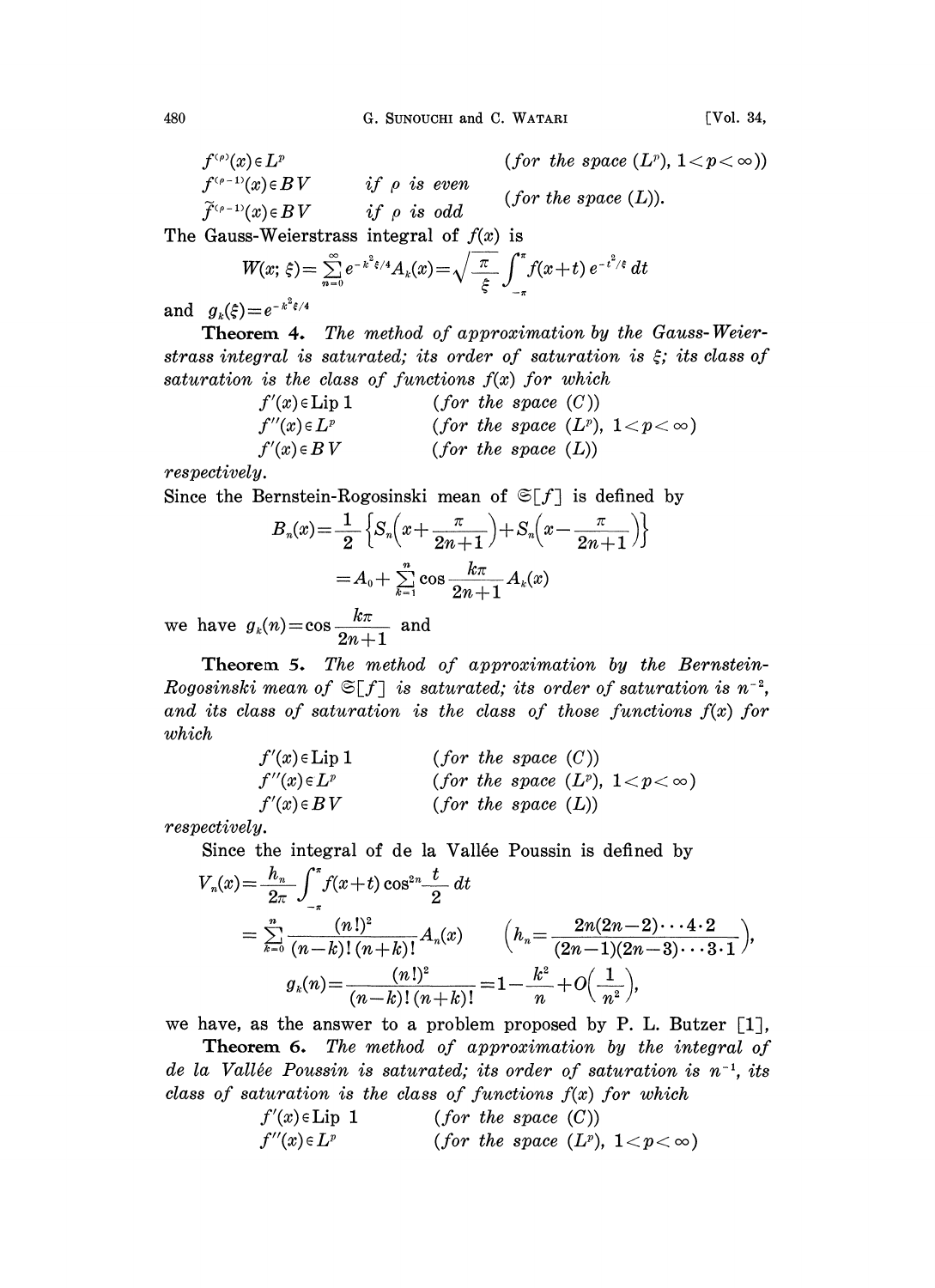| | | |
|---|---|---|
| $f^{(\rho)}(x) \in L^p$ | | *(for the space* $(L^p)$*,* $1<p<\infty$*))* |
| $f^{(\rho-1)}(x) \in BV$ | *if* $\rho$ *is even* | *(for the space* $(L)$*).* |
| $\tilde{f}^{(\rho-1)}(x) \in BV$ | *if* $\rho$ *is odd* | |

The Gauss-Weierstrass integral of $f(x)$ is

$$W(x;\,\xi)=\sum_{n=0}^{\infty} e^{-k^2\xi/4} A_k(x)=\sqrt{\frac{\pi}{\xi}}\int_{-\pi}^{\pi} f(x+t)\, e^{-t^2/\xi}\, dt$$

and $g_k(\xi)=e^{-k^2\xi/4}$

**Theorem 4.** *The method of approximation by the Gauss-Weierstrass integral is saturated; its order of saturation is* $\xi$*; its class of saturation is the class of functions* $f(x)$ *for which*

| | |
|---|---|
| $f'(x) \in \mathrm{Lip}\ 1$ | *(for the space* $(C)$*)* |
| $f''(x) \in L^p$ | *(for the space* $(L^p)$*,* $1<p<\infty$*)* |
| $f'(x) \in BV$ | *(for the space* $(L)$*)* |

*respectively.*

Since the Bernstein-Rogosinski mean of $\mathfrak{S}[f]$ is defined by

$$\begin{aligned} B_n(x)&=\frac{1}{2}\left\{S_n\left(x+\frac{\pi}{2n+1}\right)+S_n\left(x-\frac{\pi}{2n+1}\right)\right\} \\ &=A_0+\sum_{k=1}^{n}\cos\frac{k\pi}{2n+1}A_k(x) \end{aligned}$$

we have $g_k(n)=\cos\dfrac{k\pi}{2n+1}$ and

**Theorem 5.** *The method of approximation by the Bernstein-Rogosinski mean of* $\mathfrak{S}[f]$ *is saturated; its order of saturation is* $n^{-2}$*, and its class of saturation is the class of those functions* $f(x)$ *for which*

| | |
|---|---|
| $f'(x) \in \mathrm{Lip}\ 1$ | *(for the space* $(C)$*)* |
| $f''(x) \in L^p$ | *(for the space* $(L^p)$*,* $1<p<\infty$*)* |
| $f'(x) \in BV$ | *(for the space* $(L)$*)* |

*respectively.*

Since the integral of de la Vallée Poussin is defined by

$$\begin{aligned} V_n(x)&=\frac{h_n}{2\pi}\int_{-\pi}^{\pi} f(x+t)\cos^{2n}\frac{t}{2}\,dt \\ &=\sum_{k=0}^{n}\frac{(n!)^2}{(n-k)!\,(n+k)!}A_n(x) \qquad \left(h_n=\frac{2n(2n-2)\cdots 4\cdot 2}{(2n-1)(2n-3)\cdots 3\cdot 1}\right), \\ g_k(n)&=\frac{(n!)^2}{(n-k)!\,(n+k)!}=1-\frac{k^2}{n}+O\left(\frac{1}{n^2}\right), \end{aligned}$$

we have, as the answer to a problem proposed by P. L. Butzer [1],

**Theorem 6.** *The method of approximation by the integral of de la Vallée Poussin is saturated; its order of saturation is* $n^{-1}$*, its class of saturation is the class of functions* $f(x)$ *for which*

| | |
|---|---|
| $f'(x) \in \mathrm{Lip}\ 1$ | *(for the space* $(C)$*)* |
| $f''(x) \in L^p$ | *(for the space* $(L^p)$*,* $1<p<\infty$*)* |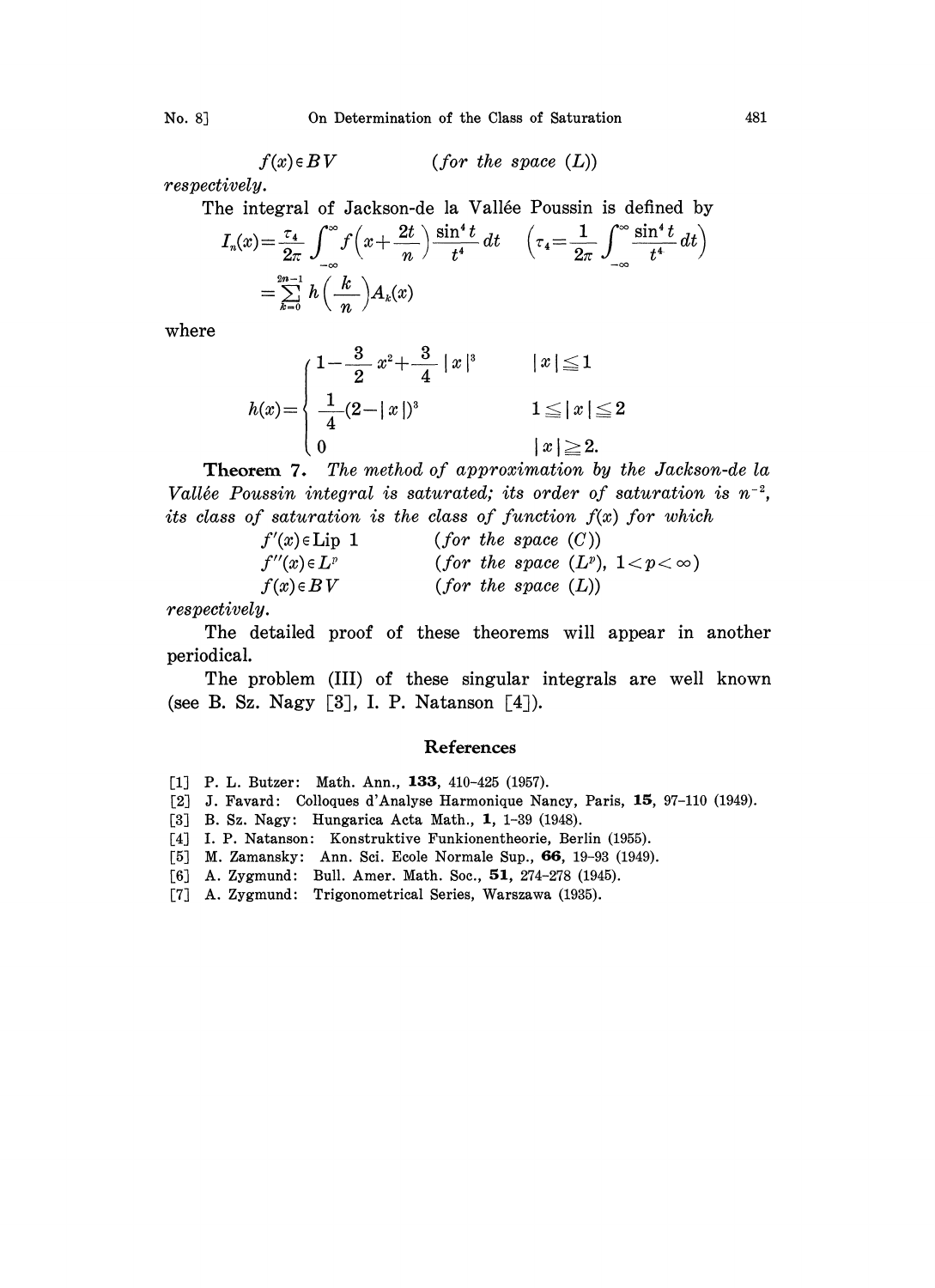$$f(x) \in BV \qquad \textit{(for the space } (L))$$

*respectively.*

The integral of Jackson-de la Vallée Poussin is defined by

$$I_n(x) = \frac{\tau_4}{2\pi} \int_{-\infty}^{\infty} f\left(x + \frac{2t}{n}\right) \frac{\sin^4 t}{t^4} dt \qquad \left(\tau_4 = \frac{1}{2\pi} \int_{-\infty}^{\infty} \frac{\sin^4 t}{t^4} dt\right)$$

$$= \sum_{k=0}^{2n-1} h\left(\frac{k}{n}\right) A_k(x)$$

where

$$h(x) = \begin{cases} 1 - \dfrac{3}{2} x^2 + \dfrac{3}{4} |x|^3 & |x| \leqq 1 \\ \dfrac{1}{4}(2 - |x|)^3 & 1 \leqq |x| \leqq 2 \\ 0 & |x| \geqq 2. \end{cases}$$

**Theorem 7.** *The method of approximation by the Jackson-de la Vallée Poussin integral is saturated; its order of saturation is $n^{-2}$, its class of saturation is the class of function $f(x)$ for which*

$$f'(x) \in \text{Lip } 1 \qquad \textit{(for the space } (C))$$
$$f''(x) \in L^p \qquad \textit{(for the space } (L^p),\ 1 < p < \infty)$$
$$f(x) \in BV \qquad \textit{(for the space } (L))$$

*respectively.*

The detailed proof of these theorems will appear in another periodical.

The problem (III) of these singular integrals are well known (see B. Sz. Nagy [3], I. P. Natanson [4]).

## References

[1] P. L. Butzer: Math. Ann., **133**, 410–425 (1957).

[2] J. Favard: Colloques d'Analyse Harmonique Nancy, Paris, **15**, 97–110 (1949).

[3] B. Sz. Nagy: Hungarica Acta Math., **1**, 1–39 (1948).

[4] I. P. Natanson: Konstruktive Funkionentheorie, Berlin (1955).

[5] M. Zamansky: Ann. Sci. Ecole Normale Sup., **66**, 19–93 (1949).

[6] A. Zygmund: Bull. Amer. Math. Soc., **51**, 274–278 (1945).

[7] A. Zygmund: Trigonometrical Series, Warszawa (1935).